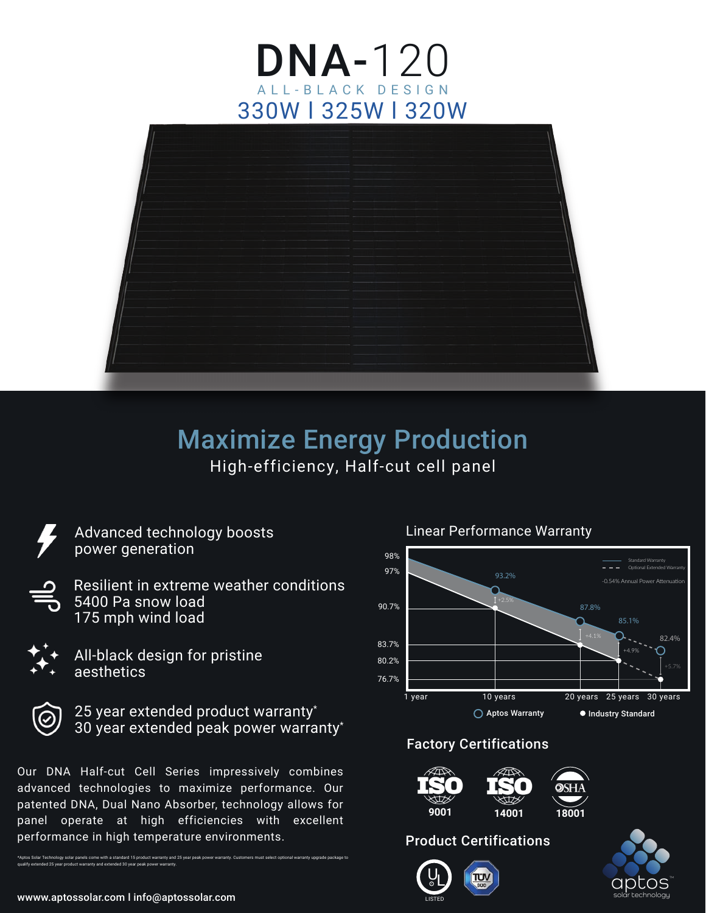# DNA-120

ALL-BLACK DESIGN

330W I 325W I 320W

## Maximize Energy Production

High-efficiency, Half-cut cell panel

- Advanced technology boosts power generation
- Resilient in extreme weather conditions
  5400 Pa snow load
  175 mph wind load
- All-black design for pristine aesthetics
- 25 year extended product warranty*
  30 year extended peak power warranty*

Our DNA Half-cut Cell Series impressively combines advanced technologies to maximize performance. Our patented DNA, Dual Nano Absorber, technology allows for panel operate at high efficiencies with excellent performance in high temperature environments.

*Aptos Solar Technology solar panels come with a standard 15 product warranty and 25 year peak power warranty. Customers must select optional warranty upgrade package to qualify extended 25 year product warranty and extended 30 year peak power warranty.

### Linear Performance Warranty

Standard Warranty
Optional Extended Warranty
-0.54% Annual Power Attenuation

98%, 97%, 90.7%, 83.7%, 80.2%, 76.7%

93.2%, +2.5%, 87.8%, +4.1%, 85.1%, +4.9%, 82.4%, +5.7%

1 year, 10 years, 20 years, 25 years, 30 years

Aptos Warranty | Industry Standard

### Factory Certifications

ISO 9001 | ISO 14001 | OSHA 18001

### Product Certifications

UL LISTED | TÜV SÜD

aptos™ solar technology

wwww.aptossolar.com I info@aptossolar.com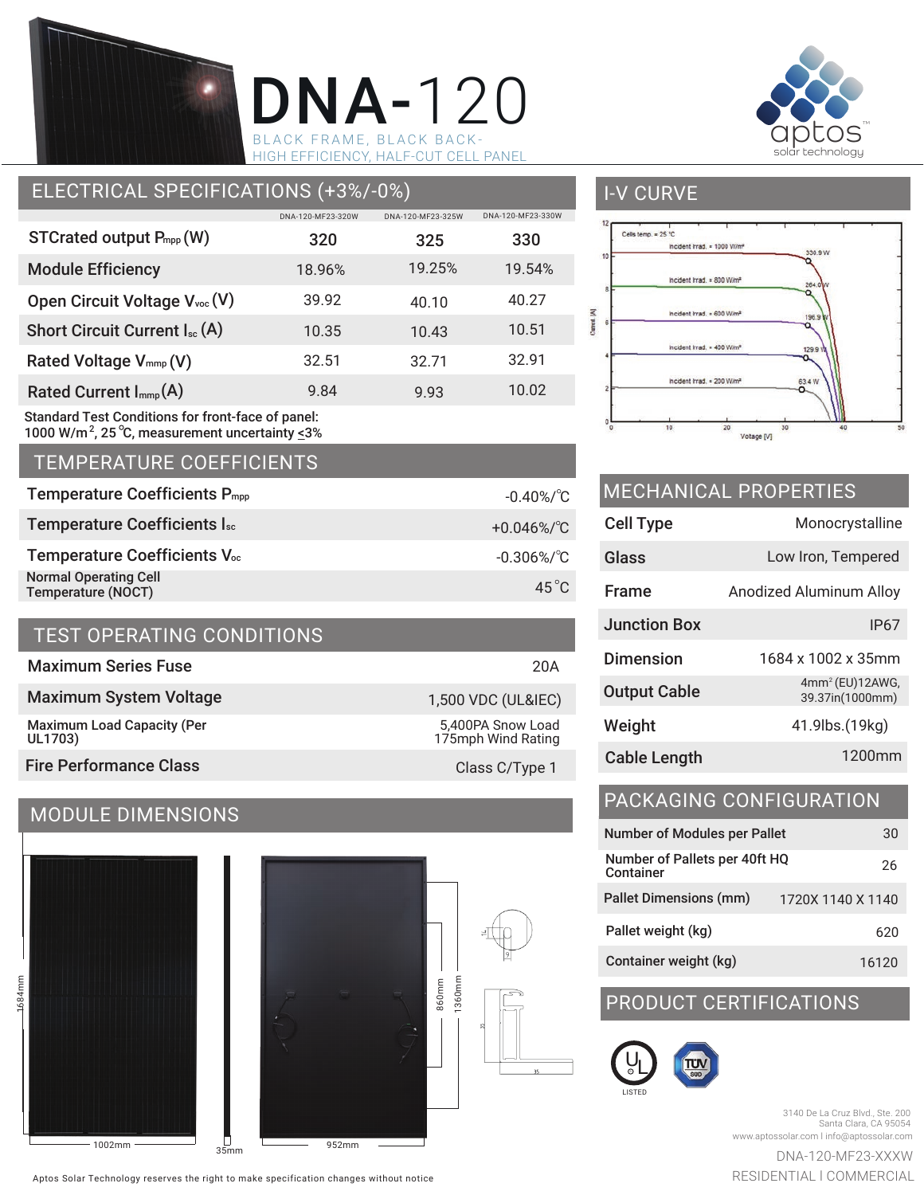# DNA-120

BLACK FRAME, BLACK BACK-
HIGH EFFICIENCY, HALF-CUT CELL PANEL

aptos
solar technology

## ELECTRICAL SPECIFICATIONS (+3%/-0%)

| | DNA-120-MF23-320W | DNA-120-MF23-325W | DNA-120-MF23-330W |
|---|---|---|---|
| STCrated output $P_{mpp}$ (W) | 320 | 325 | 330 |
| Module Efficiency | 18.96% | 19.25% | 19.54% |
| Open Circuit Voltage $V_{oc}$ (V) | 39.92 | 40.10 | 40.27 |
| Short Circuit Current $I_{sc}$ (A) | 10.35 | 10.43 | 10.51 |
| Rated Voltage $V_{mmp}$ (V) | 32.51 | 32.71 | 32.91 |
| Rated Current $I_{mmp}$ (A) | 9.84 | 9.93 | 10.02 |

Standard Test Conditions for front-face of panel:
1000 W/m², 25 ℃, measurement uncertainty ≤3%

## I-V CURVE

Cells temp. = 25 °C
Incident Irrad. = 1000 W/m² 330.9 W
Incident Irrad. = 800 W/m² 264.0 W
Incident Irrad. = 600 W/m² 196.9 W
Incident Irrad. = 400 W/m² 129.9 W
Incident Irrad. = 200 W/m² 63.4 W
Current [A]
Voltage [V]
0 10 20 30 40 50
0 2 4 6 8 10 12

## TEMPERATURE COEFFICIENTS

| | |
|---|---|
| Temperature Coefficients $P_{mpp}$ | -0.40%/℃ |
| Temperature Coefficients $I_{sc}$ | +0.046%/℃ |
| Temperature Coefficients $V_{oc}$ | -0.306%/℃ |
| Normal Operating Cell Temperature (NOCT) | 45 ℃ |

## TEST OPERATING CONDITIONS

| | |
|---|---|
| Maximum Series Fuse | 20A |
| Maximum System Voltage | 1,500 VDC (UL&IEC) |
| Maximum Load Capacity (Per UL1703) | 5,400PA Snow Load<br>175mph Wind Rating |
| Fire Performance Class | Class C/Type 1 |

## MECHANICAL PROPERTIES

| | |
|---|---|
| Cell Type | Monocrystalline |
| Glass | Low Iron, Tempered |
| Frame | Anodized Aluminum Alloy |
| Junction Box | IP67 |
| Dimension | 1684 x 1002 x 35mm |
| Output Cable | 4mm² (EU)12AWG, 39.37in(1000mm) |
| Weight | 41.9lbs.(19kg) |
| Cable Length | 1200mm |

## PACKAGING CONFIGURATION

| | |
|---|---|
| Number of Modules per Pallet | 30 |
| Number of Pallets per 40ft HQ Container | 26 |
| Pallet Dimensions (mm) | 1720X 1140 X 1140 |
| Pallet weight (kg) | 620 |
| Container weight (kg) | 16120 |

## MODULE DIMENSIONS

1684mm
1002mm
35mm
860mm
1360mm
952mm

## PRODUCT CERTIFICATIONS

UL LISTED
TÜV SÜD

3140 De La Cruz Blvd., Ste. 200
Santa Clara, CA 95054
www.aptossolar.com I info@aptossolar.com

DNA-120-MF23-XXXW
RESIDENTIAL I COMMERCIAL

Aptos Solar Technology reserves the right to make specification changes without notice